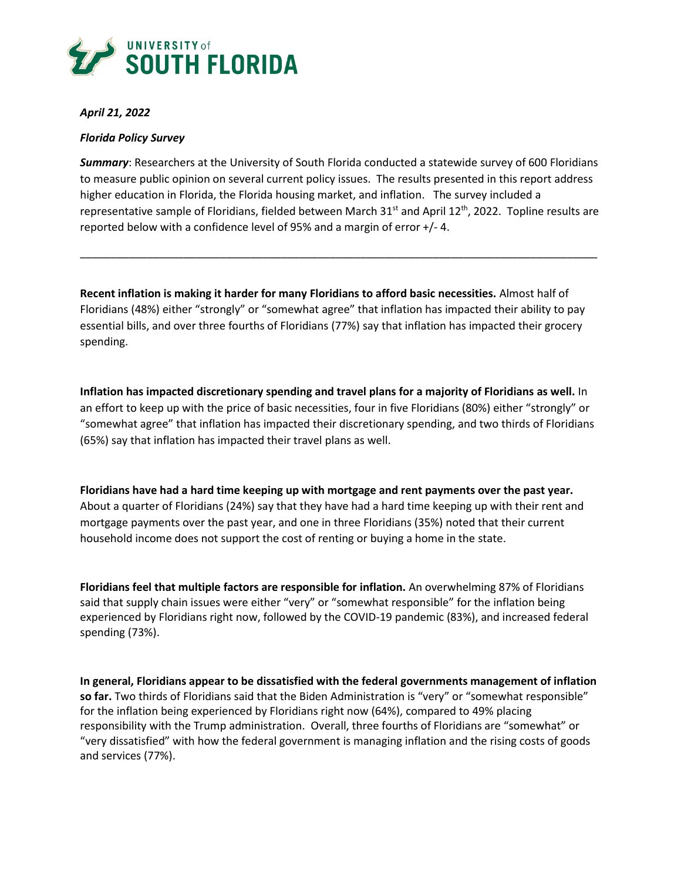**UNIVERSITY of SOUTH FLORIDA**

*April 21, 2022*

*Florida Policy Survey*

***Summary***: Researchers at the University of South Florida conducted a statewide survey of 600 Floridians to measure public opinion on several current policy issues. The results presented in this report address higher education in Florida, the Florida housing market, and inflation. The survey included a representative sample of Floridians, fielded between March 31st and April 12th, 2022. Topline results are reported below with a confidence level of 95% and a margin of error +/- 4.

---

**Recent inflation is making it harder for many Floridians to afford basic necessities.** Almost half of Floridians (48%) either "strongly" or "somewhat agree" that inflation has impacted their ability to pay essential bills, and over three fourths of Floridians (77%) say that inflation has impacted their grocery spending.

**Inflation has impacted discretionary spending and travel plans for a majority of Floridians as well.** In an effort to keep up with the price of basic necessities, four in five Floridians (80%) either "strongly" or "somewhat agree" that inflation has impacted their discretionary spending, and two thirds of Floridians (65%) say that inflation has impacted their travel plans as well.

**Floridians have had a hard time keeping up with mortgage and rent payments over the past year.** About a quarter of Floridians (24%) say that they have had a hard time keeping up with their rent and mortgage payments over the past year, and one in three Floridians (35%) noted that their current household income does not support the cost of renting or buying a home in the state.

**Floridians feel that multiple factors are responsible for inflation.** An overwhelming 87% of Floridians said that supply chain issues were either "very" or "somewhat responsible" for the inflation being experienced by Floridians right now, followed by the COVID-19 pandemic (83%), and increased federal spending (73%).

**In general, Floridians appear to be dissatisfied with the federal governments management of inflation so far.** Two thirds of Floridians said that the Biden Administration is "very" or "somewhat responsible" for the inflation being experienced by Floridians right now (64%), compared to 49% placing responsibility with the Trump administration. Overall, three fourths of Floridians are "somewhat" or "very dissatisfied" with how the federal government is managing inflation and the rising costs of goods and services (77%).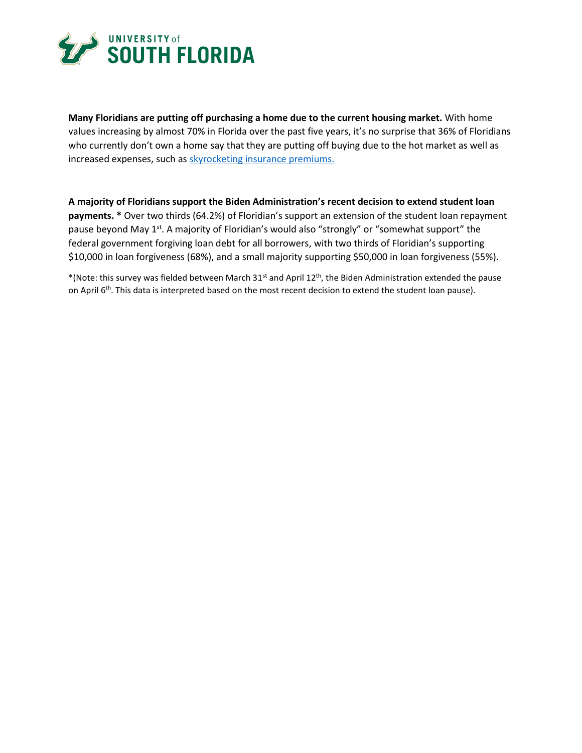**Many Floridians are putting off purchasing a home due to the current housing market.** With home values increasing by almost 70% in Florida over the past five years, it's no surprise that 36% of Floridians who currently don't own a home say that they are putting off buying due to the hot market as well as increased expenses, such as [skyrocketing insurance premiums.]()

**A majority of Floridians support the Biden Administration's recent decision to extend student loan payments. *** Over two thirds (64.2%) of Floridian's support an extension of the student loan repayment pause beyond May 1st. A majority of Floridian's would also "strongly" or "somewhat support" the federal government forgiving loan debt for all borrowers, with two thirds of Floridian's supporting $10,000 in loan forgiveness (68%), and a small majority supporting $50,000 in loan forgiveness (55%).

*(Note: this survey was fielded between March 31st and April 12th, the Biden Administration extended the pause on April 6th. This data is interpreted based on the most recent decision to extend the student loan pause).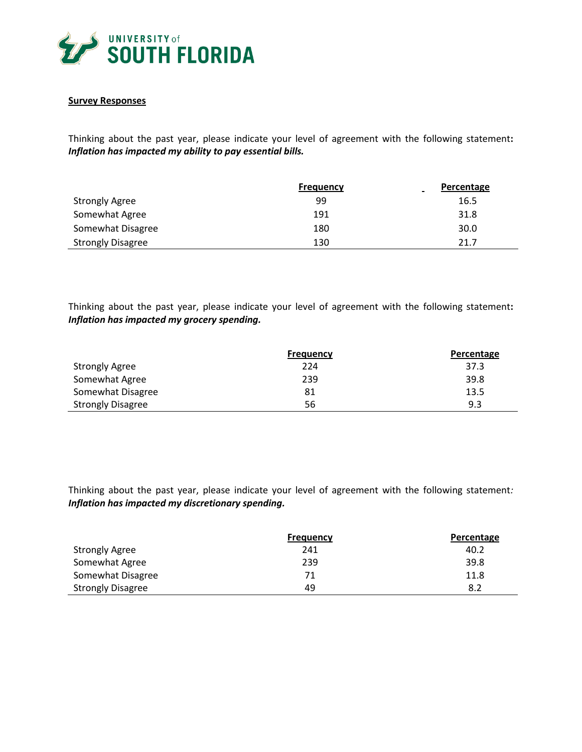**Survey Responses**

Thinking about the past year, please indicate your level of agreement with the following statement: ***Inflation has impacted my ability to pay essential bills.***

| | Frequency | Percentage |
|---|---|---|
| Strongly Agree | 99 | 16.5 |
| Somewhat Agree | 191 | 31.8 |
| Somewhat Disagree | 180 | 30.0 |
| Strongly Disagree | 130 | 21.7 |

Thinking about the past year, please indicate your level of agreement with the following statement: ***Inflation has impacted my grocery spending.***

| | Frequency | Percentage |
|---|---|---|
| Strongly Agree | 224 | 37.3 |
| Somewhat Agree | 239 | 39.8 |
| Somewhat Disagree | 81 | 13.5 |
| Strongly Disagree | 56 | 9.3 |

Thinking about the past year, please indicate your level of agreement with the following statement: ***Inflation has impacted my discretionary spending.***

| | Frequency | Percentage |
|---|---|---|
| Strongly Agree | 241 | 40.2 |
| Somewhat Agree | 239 | 39.8 |
| Somewhat Disagree | 71 | 11.8 |
| Strongly Disagree | 49 | 8.2 |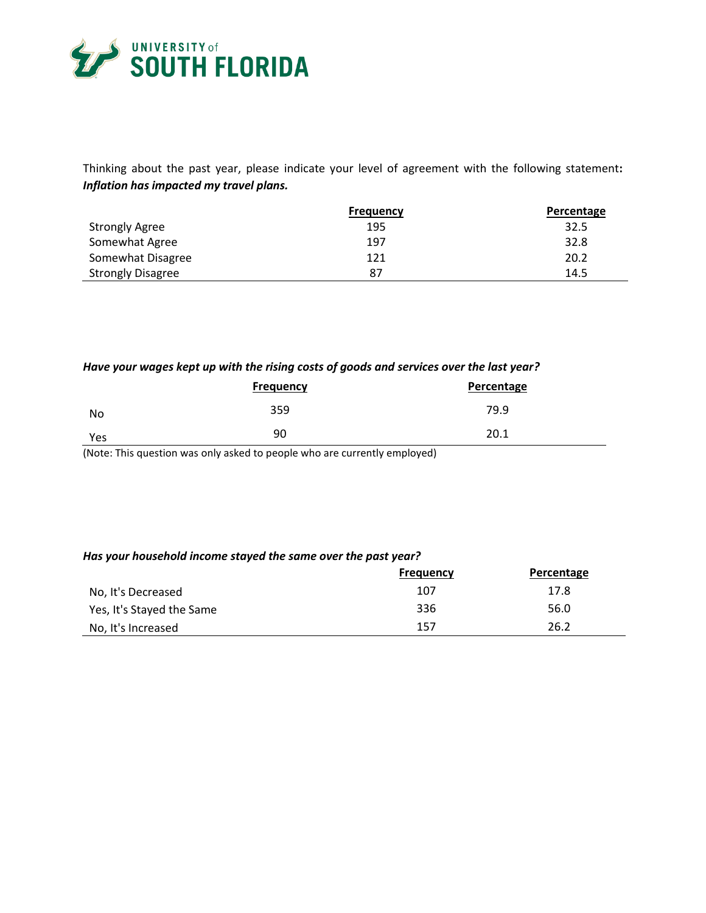Thinking about the past year, please indicate your level of agreement with the following statement**:** ***Inflation has impacted my travel plans.***

| | Frequency | Percentage |
|---|---|---|
| Strongly Agree | 195 | 32.5 |
| Somewhat Agree | 197 | 32.8 |
| Somewhat Disagree | 121 | 20.2 |
| Strongly Disagree | 87 | 14.5 |

***Have your wages kept up with the rising costs of goods and services over the last year?***

| | Frequency | Percentage |
|---|---|---|
| No | 359 | 79.9 |
| Yes | 90 | 20.1 |

(Note: This question was only asked to people who are currently employed)

***Has your household income stayed the same over the past year?***

| | Frequency | Percentage |
|---|---|---|
| No, It's Decreased | 107 | 17.8 |
| Yes, It's Stayed the Same | 336 | 56.0 |
| No, It's Increased | 157 | 26.2 |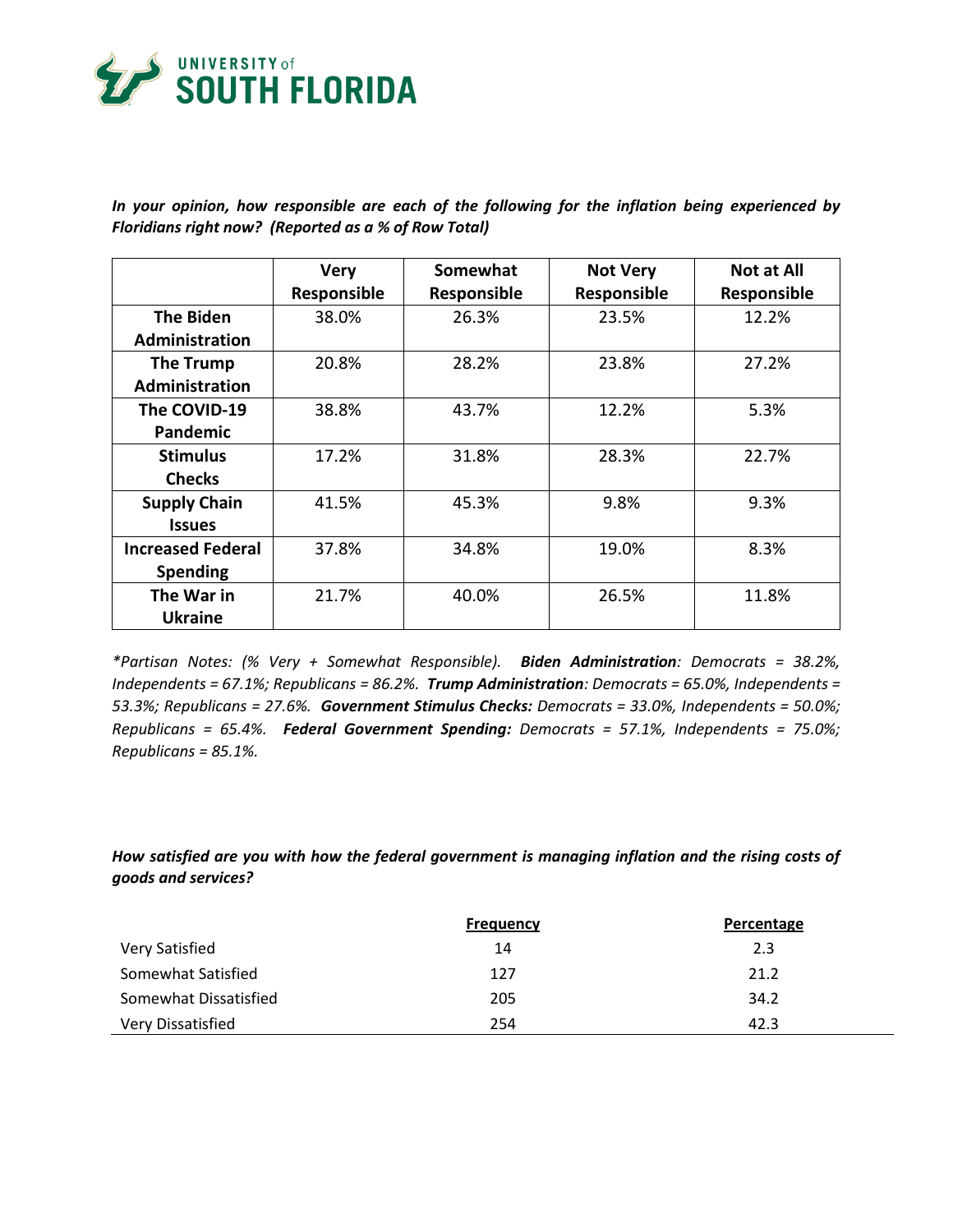*In your opinion, how responsible are each of the following for the inflation being experienced by Floridians right now? (Reported as a % of Row Total)*

| | Very Responsible | Somewhat Responsible | Not Very Responsible | Not at All Responsible |
|---|---|---|---|---|
| **The Biden Administration** | 38.0% | 26.3% | 23.5% | 12.2% |
| **The Trump Administration** | 20.8% | 28.2% | 23.8% | 27.2% |
| **The COVID-19 Pandemic** | 38.8% | 43.7% | 12.2% | 5.3% |
| **Stimulus Checks** | 17.2% | 31.8% | 28.3% | 22.7% |
| **Supply Chain Issues** | 41.5% | 45.3% | 9.8% | 9.3% |
| **Increased Federal Spending** | 37.8% | 34.8% | 19.0% | 8.3% |
| **The War in Ukraine** | 21.7% | 40.0% | 26.5% | 11.8% |

*\*Partisan Notes: (% Very + Somewhat Responsible). **Biden Administration**: Democrats = 38.2%, Independents = 67.1%; Republicans = 86.2%. **Trump Administration**: Democrats = 65.0%, Independents = 53.3%; Republicans = 27.6%. **Government Stimulus Checks:** Democrats = 33.0%, Independents = 50.0%; Republicans = 65.4%. **Federal Government Spending:** Democrats = 57.1%, Independents = 75.0%; Republicans = 85.1%.*

*How satisfied are you with how the federal government is managing inflation and the rising costs of goods and services?*

| | Frequency | Percentage |
|---|---|---|
| Very Satisfied | 14 | 2.3 |
| Somewhat Satisfied | 127 | 21.2 |
| Somewhat Dissatisfied | 205 | 34.2 |
| Very Dissatisfied | 254 | 42.3 |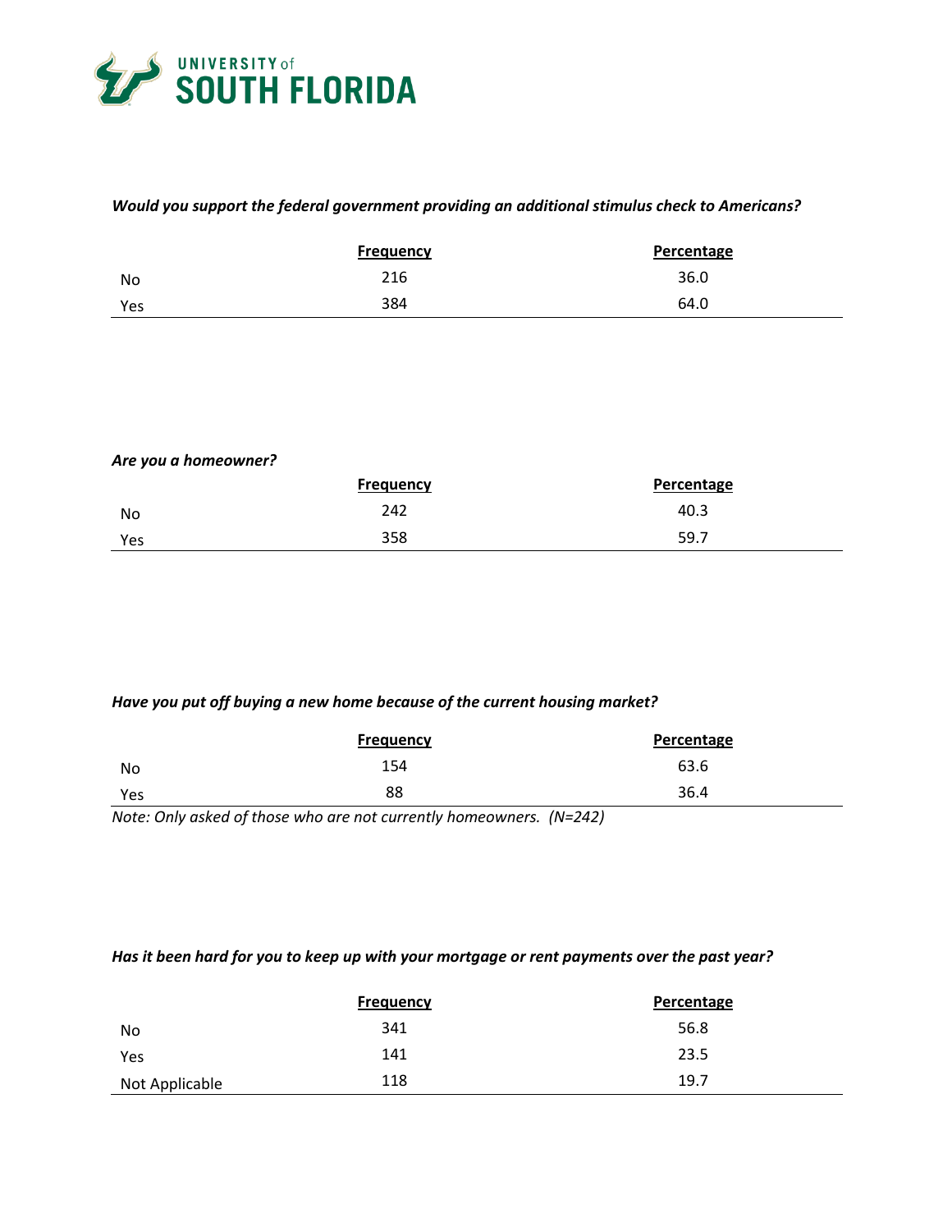*Would you support the federal government providing an additional stimulus check to Americans?*

| | Frequency | Percentage |
|---|---|---|
| No | 216 | 36.0 |
| Yes | 384 | 64.0 |

*Are you a homeowner?*

| | Frequency | Percentage |
|---|---|---|
| No | 242 | 40.3 |
| Yes | 358 | 59.7 |

*Have you put off buying a new home because of the current housing market?*

| | Frequency | Percentage |
|---|---|---|
| No | 154 | 63.6 |
| Yes | 88 | 36.4 |

*Note: Only asked of those who are not currently homeowners. (N=242)*

*Has it been hard for you to keep up with your mortgage or rent payments over the past year?*

| | Frequency | Percentage |
|---|---|---|
| No | 341 | 56.8 |
| Yes | 141 | 23.5 |
| Not Applicable | 118 | 19.7 |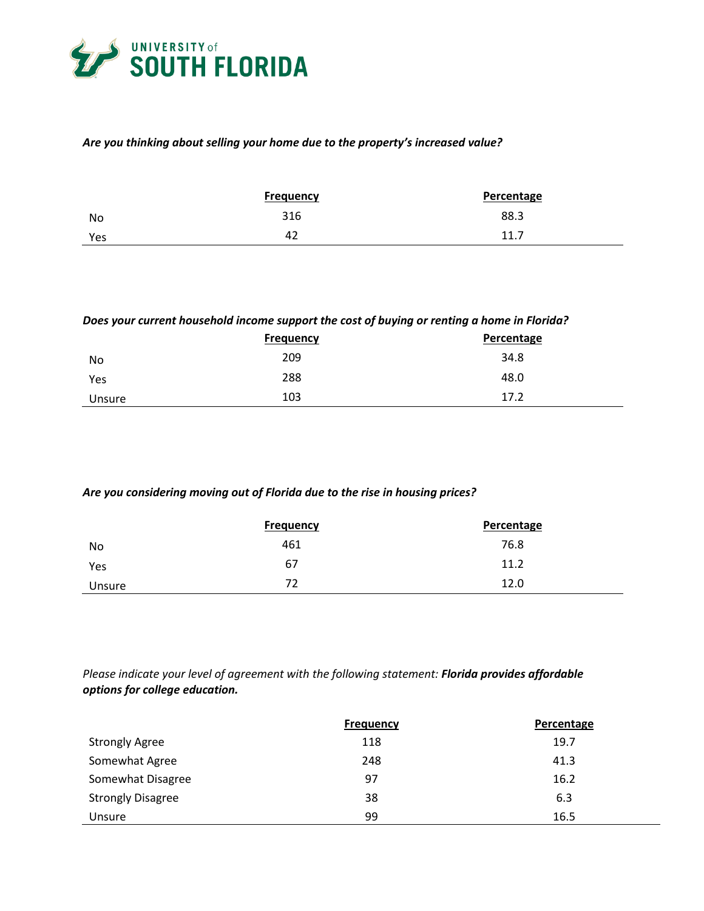***Are you thinking about selling your home due to the property's increased value?***

| | Frequency | Percentage |
|---|---|---|
| No | 316 | 88.3 |
| Yes | 42 | 11.7 |

***Does your current household income support the cost of buying or renting a home in Florida?***

| | Frequency | Percentage |
|---|---|---|
| No | 209 | 34.8 |
| Yes | 288 | 48.0 |
| Unsure | 103 | 17.2 |

***Are you considering moving out of Florida due to the rise in housing prices?***

| | Frequency | Percentage |
|---|---|---|
| No | 461 | 76.8 |
| Yes | 67 | 11.2 |
| Unsure | 72 | 12.0 |

*Please indicate your level of agreement with the following statement:* ***Florida provides affordable options for college education.***

| | Frequency | Percentage |
|---|---|---|
| Strongly Agree | 118 | 19.7 |
| Somewhat Agree | 248 | 41.3 |
| Somewhat Disagree | 97 | 16.2 |
| Strongly Disagree | 38 | 6.3 |
| Unsure | 99 | 16.5 |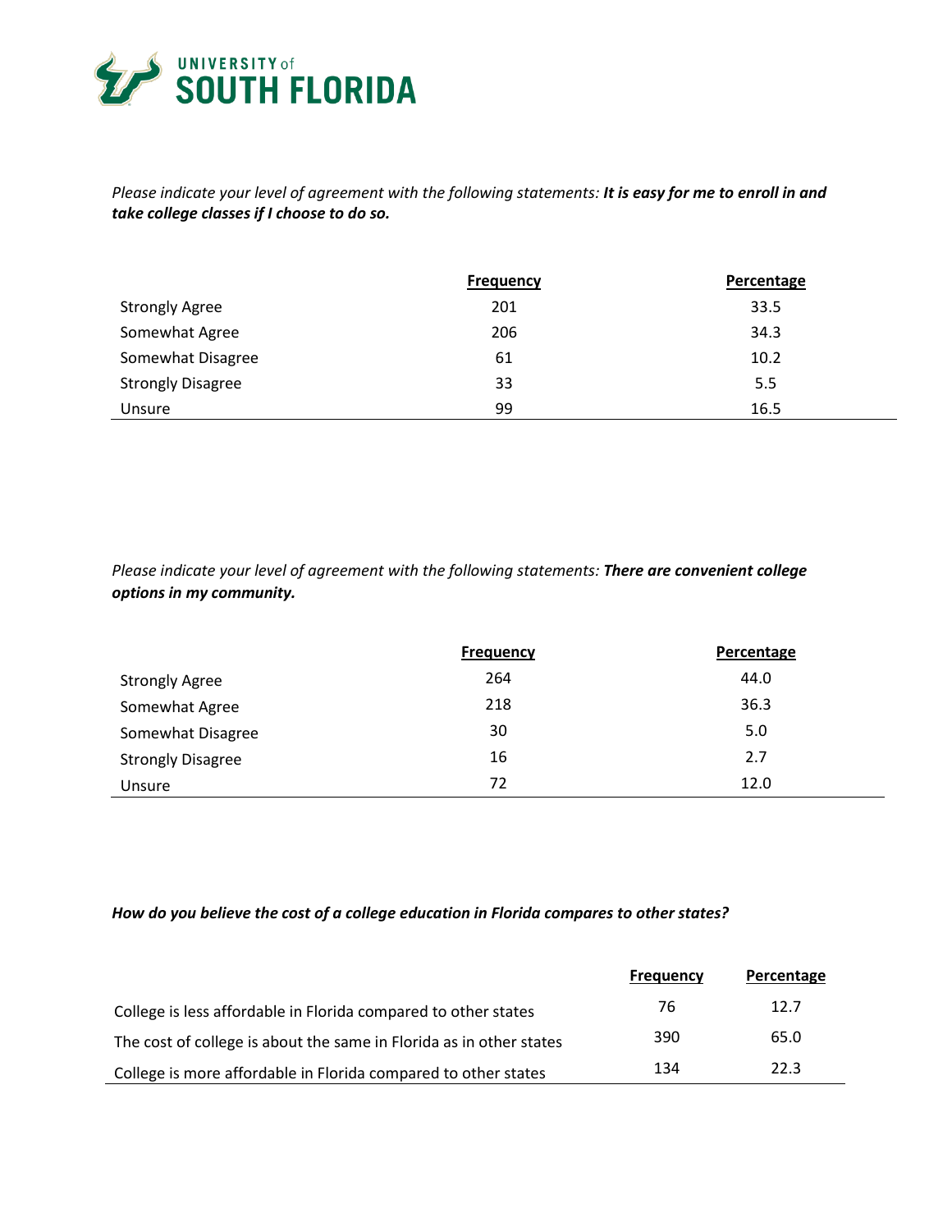*Please indicate your level of agreement with the following statements:* ***It is easy for me to enroll in and take college classes if I choose to do so.***

| | Frequency | Percentage |
|---|---|---|
| Strongly Agree | 201 | 33.5 |
| Somewhat Agree | 206 | 34.3 |
| Somewhat Disagree | 61 | 10.2 |
| Strongly Disagree | 33 | 5.5 |
| Unsure | 99 | 16.5 |

*Please indicate your level of agreement with the following statements:* ***There are convenient college options in my community.***

| | Frequency | Percentage |
|---|---|---|
| Strongly Agree | 264 | 44.0 |
| Somewhat Agree | 218 | 36.3 |
| Somewhat Disagree | 30 | 5.0 |
| Strongly Disagree | 16 | 2.7 |
| Unsure | 72 | 12.0 |

***How do you believe the cost of a college education in Florida compares to other states?***

| | Frequency | Percentage |
|---|---|---|
| College is less affordable in Florida compared to other states | 76 | 12.7 |
| The cost of college is about the same in Florida as in other states | 390 | 65.0 |
| College is more affordable in Florida compared to other states | 134 | 22.3 |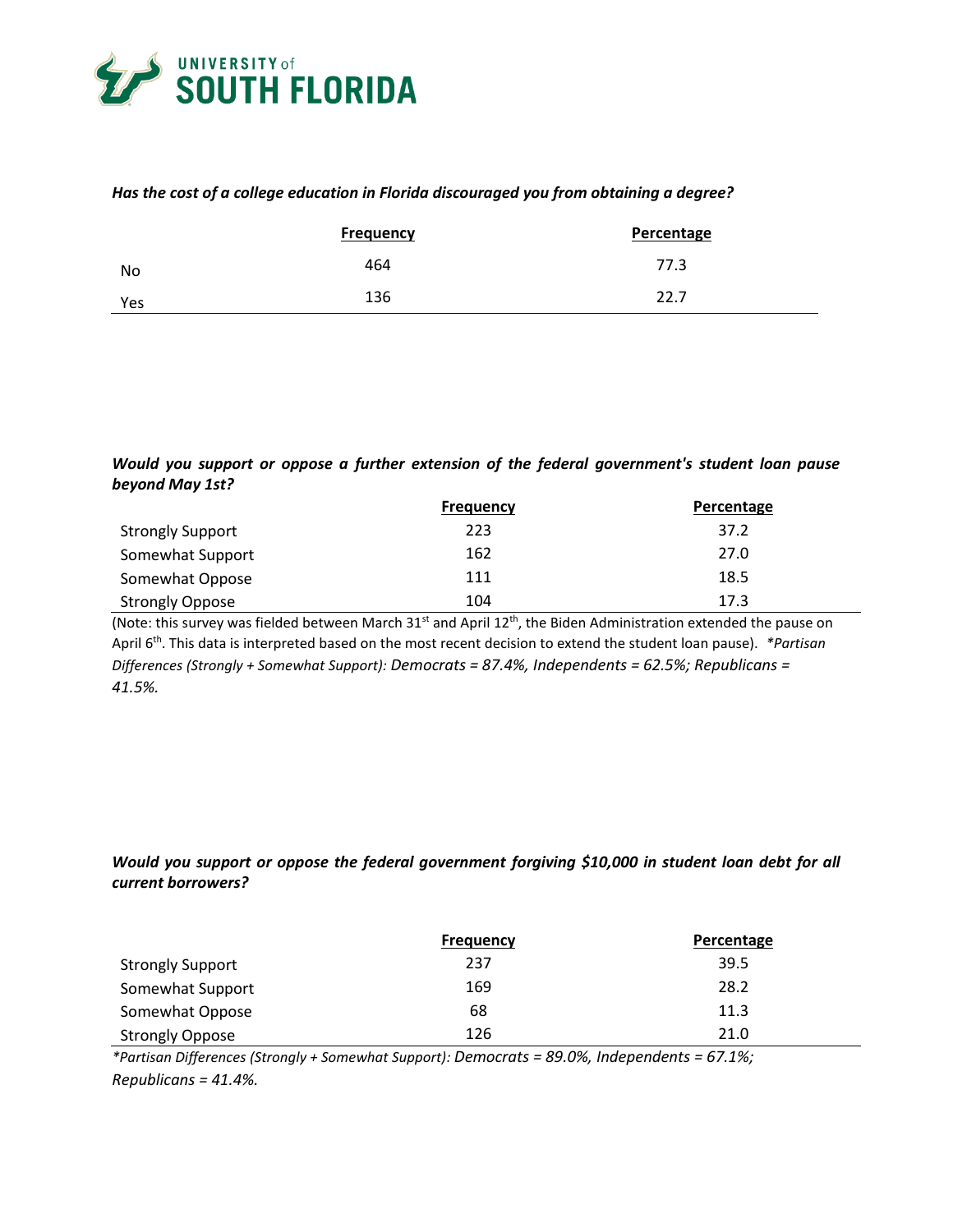***Has the cost of a college education in Florida discouraged you from obtaining a degree?***

| | Frequency | Percentage |
|---|---|---|
| No | 464 | 77.3 |
| Yes | 136 | 22.7 |

***Would you support or oppose a further extension of the federal government's student loan pause beyond May 1st?***

| | Frequency | Percentage |
|---|---|---|
| Strongly Support | 223 | 37.2 |
| Somewhat Support | 162 | 27.0 |
| Somewhat Oppose | 111 | 18.5 |
| Strongly Oppose | 104 | 17.3 |

(Note: this survey was fielded between March 31st and April 12th, the Biden Administration extended the pause on April 6th. This data is interpreted based on the most recent decision to extend the student loan pause). **Partisan Differences (Strongly + Somewhat Support): Democrats = 87.4%, Independents = 62.5%; Republicans = 41.5%.*

***Would you support or oppose the federal government forgiving $10,000 in student loan debt for all current borrowers?***

| | Frequency | Percentage |
|---|---|---|
| Strongly Support | 237 | 39.5 |
| Somewhat Support | 169 | 28.2 |
| Somewhat Oppose | 68 | 11.3 |
| Strongly Oppose | 126 | 21.0 |

**Partisan Differences (Strongly + Somewhat Support): Democrats = 89.0%, Independents = 67.1%; Republicans = 41.4%.*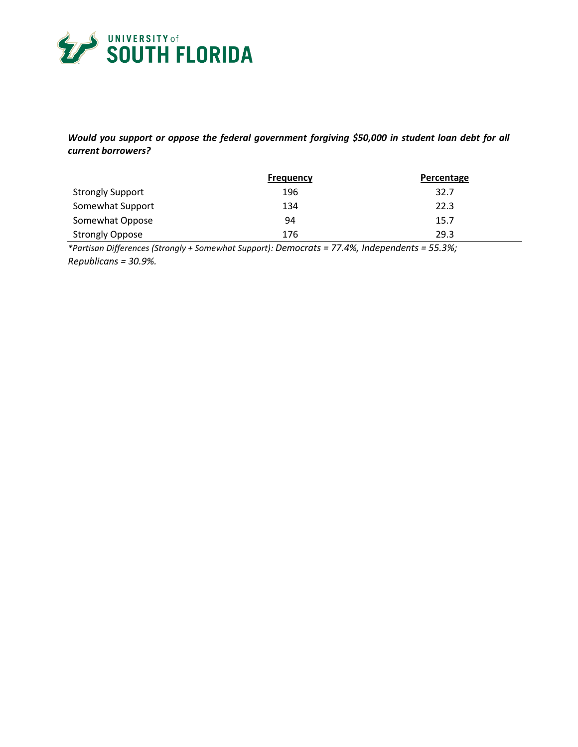***Would you support or oppose the federal government forgiving $50,000 in student loan debt for all current borrowers?***

| | Frequency | Percentage |
|---|---|---|
| Strongly Support | 196 | 32.7 |
| Somewhat Support | 134 | 22.3 |
| Somewhat Oppose | 94 | 15.7 |
| Strongly Oppose | 176 | 29.3 |

*\*Partisan Differences (Strongly + Somewhat Support): Democrats = 77.4%, Independents = 55.3%; Republicans = 30.9%.*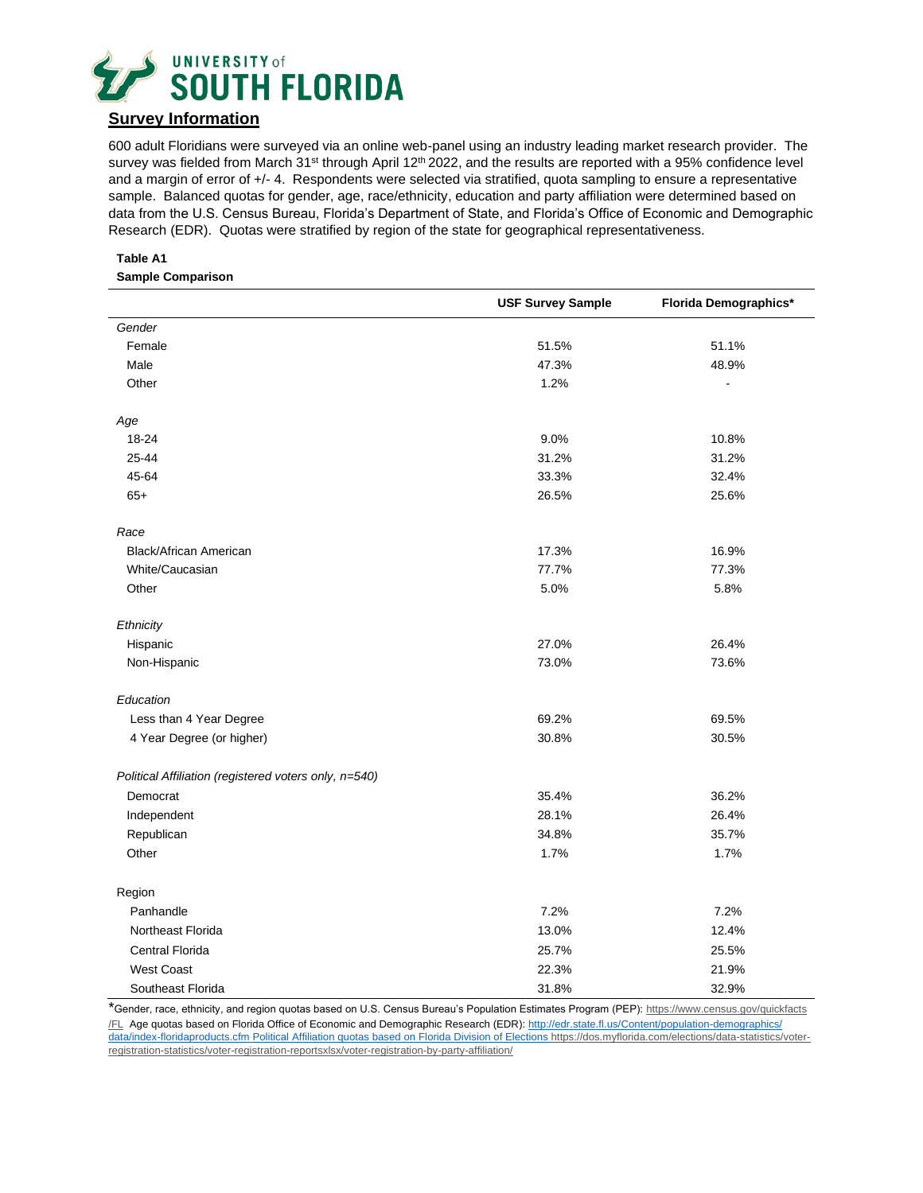UNIVERSITY of SOUTH FLORIDA

## Survey Information

600 adult Floridians were surveyed via an online web-panel using an industry leading market research provider. The survey was fielded from March 31st through April 12th 2022, and the results are reported with a 95% confidence level and a margin of error of +/- 4. Respondents were selected via stratified, quota sampling to ensure a representative sample. Balanced quotas for gender, age, race/ethnicity, education and party affiliation were determined based on data from the U.S. Census Bureau, Florida's Department of State, and Florida's Office of Economic and Demographic Research (EDR). Quotas were stratified by region of the state for geographical representativeness.

**Table A1**
**Sample Comparison**

| | USF Survey Sample | Florida Demographics* |
|---|---|---|
| *Gender* | | |
| Female | 51.5% | 51.1% |
| Male | 47.3% | 48.9% |
| Other | 1.2% | - |
| *Age* | | |
| 18-24 | 9.0% | 10.8% |
| 25-44 | 31.2% | 31.2% |
| 45-64 | 33.3% | 32.4% |
| 65+ | 26.5% | 25.6% |
| *Race* | | |
| Black/African American | 17.3% | 16.9% |
| White/Caucasian | 77.7% | 77.3% |
| Other | 5.0% | 5.8% |
| *Ethnicity* | | |
| Hispanic | 27.0% | 26.4% |
| Non-Hispanic | 73.0% | 73.6% |
| *Education* | | |
| Less than 4 Year Degree | 69.2% | 69.5% |
| 4 Year Degree (or higher) | 30.8% | 30.5% |
| *Political Affiliation (registered voters only, n=540)* | | |
| Democrat | 35.4% | 36.2% |
| Independent | 28.1% | 26.4% |
| Republican | 34.8% | 35.7% |
| Other | 1.7% | 1.7% |
| Region | | |
| Panhandle | 7.2% | 7.2% |
| Northeast Florida | 13.0% | 12.4% |
| Central Florida | 25.7% | 25.5% |
| West Coast | 22.3% | 21.9% |
| Southeast Florida | 31.8% | 32.9% |

*Gender, race, ethnicity, and region quotas based on U.S. Census Bureau's Population Estimates Program (PEP): https://www.census.gov/quickfacts/FL Age quotas based on Florida Office of Economic and Demographic Research (EDR): http://edr.state.fl.us/Content/population-demographics/data/index-floridaproducts.cfm Political Affiliation quotas based on Florida Division of Elections https://dos.myflorida.com/elections/data-statistics/voter-registration-statistics/voter-registration-reportsxlsx/voter-registration-by-party-affiliation/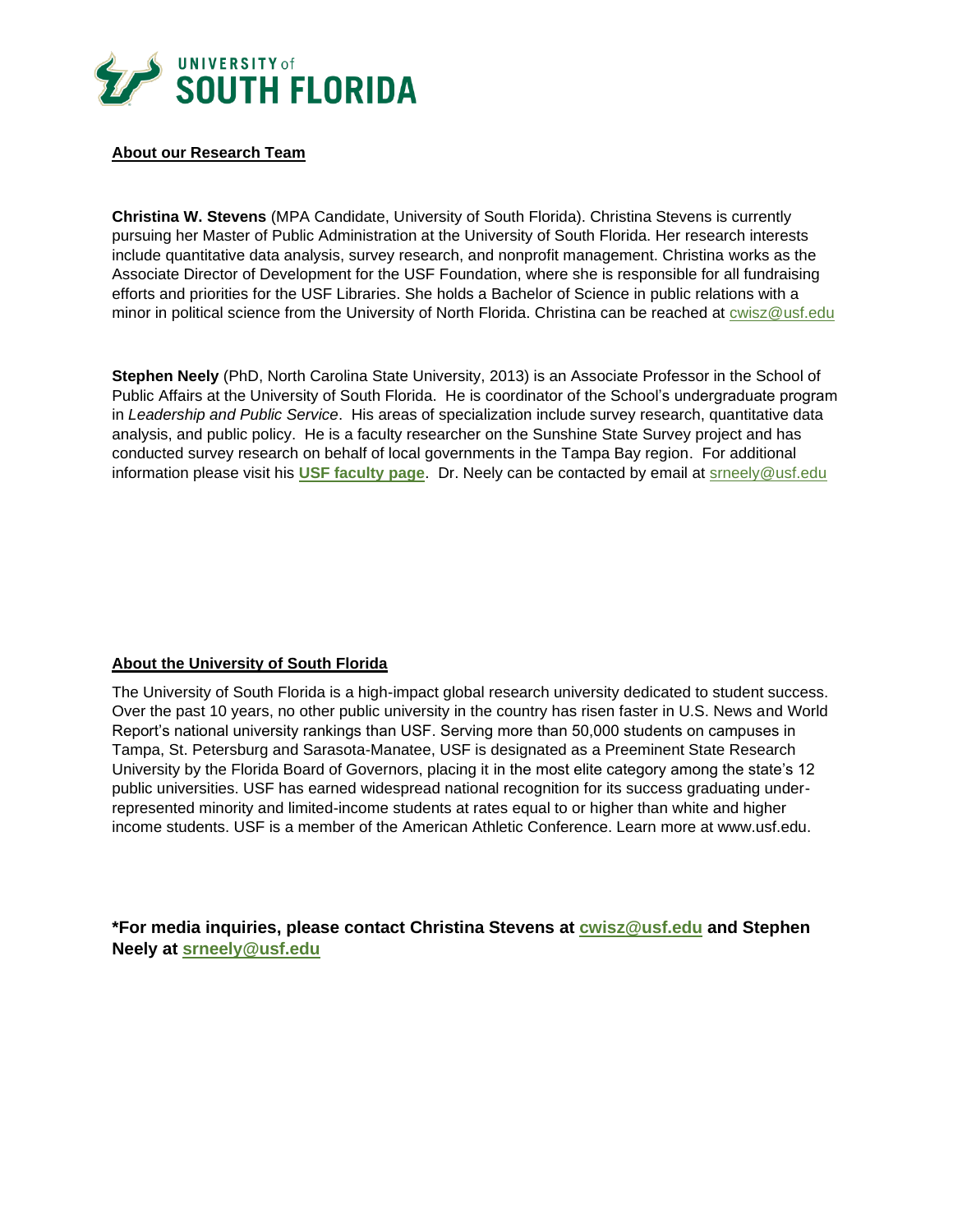UNIVERSITY of SOUTH FLORIDA

## About our Research Team

**Christina W. Stevens** (MPA Candidate, University of South Florida). Christina Stevens is currently pursuing her Master of Public Administration at the University of South Florida. Her research interests include quantitative data analysis, survey research, and nonprofit management. Christina works as the Associate Director of Development for the USF Foundation, where she is responsible for all fundraising efforts and priorities for the USF Libraries. She holds a Bachelor of Science in public relations with a minor in political science from the University of North Florida. Christina can be reached at cwisz@usf.edu

**Stephen Neely** (PhD, North Carolina State University, 2013) is an Associate Professor in the School of Public Affairs at the University of South Florida. He is coordinator of the School's undergraduate program in *Leadership and Public Service*. His areas of specialization include survey research, quantitative data analysis, and public policy. He is a faculty researcher on the Sunshine State Survey project and has conducted survey research on behalf of local governments in the Tampa Bay region. For additional information please visit his **USF faculty page**. Dr. Neely can be contacted by email at srneely@usf.edu

## About the University of South Florida

The University of South Florida is a high-impact global research university dedicated to student success. Over the past 10 years, no other public university in the country has risen faster in U.S. News and World Report's national university rankings than USF. Serving more than 50,000 students on campuses in Tampa, St. Petersburg and Sarasota-Manatee, USF is designated as a Preeminent State Research University by the Florida Board of Governors, placing it in the most elite category among the state's 12 public universities. USF has earned widespread national recognition for its success graduating under-represented minority and limited-income students at rates equal to or higher than white and higher income students. USF is a member of the American Athletic Conference. Learn more at www.usf.edu.

**\*For media inquiries, please contact Christina Stevens at cwisz@usf.edu and Stephen Neely at srneely@usf.edu**